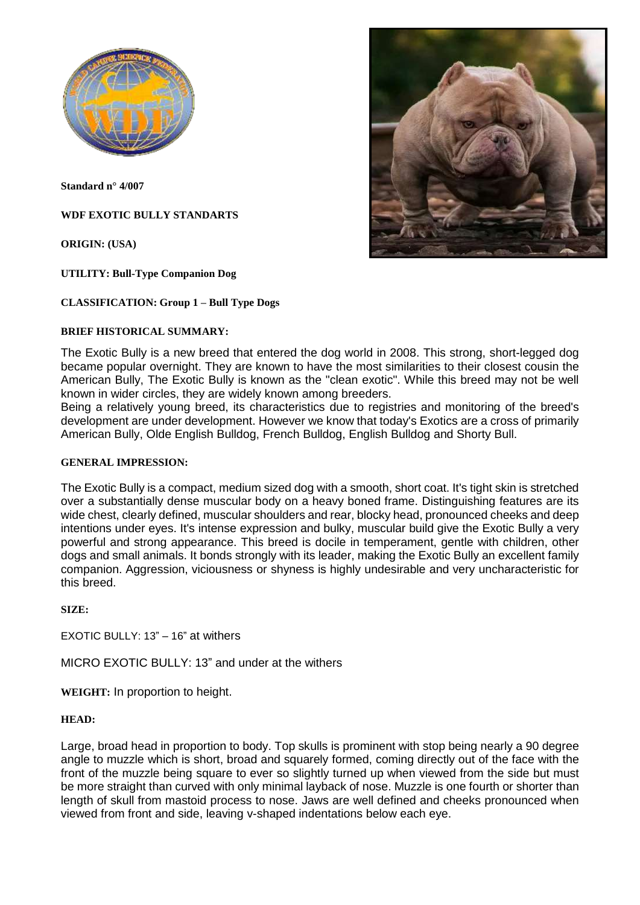**Standard n° 4/007**

**WDF EXOTIC BULLY STANDARTS**

**ORIGIN: (USA)**

**UTILITY: Bull-Type Companion Dog**

**CLASSIFICATION: Group 1 – Bull Type Dogs**

**BRIEF HISTORICAL SUMMARY:**

The Exotic Bully is a new breed that entered the dog world in 2008. This strong, short-legged dog became popular overnight. They are known to have the most similarities to their closest cousin the American Bully, The Exotic Bully is known as the "clean exotic". While this breed may not be well known in wider circles, they are widely known among breeders.

Being a relatively young breed, its characteristics due to registries and monitoring of the breed's development are under development. However we know that today's Exotics are a cross of primarily American Bully, Olde English Bulldog, French Bulldog, English Bulldog and Shorty Bull.

**GENERAL IMPRESSION:**

The Exotic Bully is a compact, medium sized dog with a smooth, short coat. It's tight skin is stretched over a substantially dense muscular body on a heavy boned frame. Distinguishing features are its wide chest, clearly defined, muscular shoulders and rear, blocky head, pronounced cheeks and deep intentions under eyes. It's intense expression and bulky, muscular build give the Exotic Bully a very powerful and strong appearance. This breed is docile in temperament, gentle with children, other dogs and small animals. It bonds strongly with its leader, making the Exotic Bully an excellent family companion. Aggression, viciousness or shyness is highly undesirable and very uncharacteristic for this breed.

**SIZE:**

EXOTIC BULLY: 13" – 16" at withers

MICRO EXOTIC BULLY: 13" and under at the withers

**WEIGHT:** In proportion to height.

**HEAD:**

Large, broad head in proportion to body. Top skulls is prominent with stop being nearly a 90 degree angle to muzzle which is short, broad and squarely formed, coming directly out of the face with the front of the muzzle being square to ever so slightly turned up when viewed from the side but must be more straight than curved with only minimal layback of nose. Muzzle is one fourth or shorter than length of skull from mastoid process to nose. Jaws are well defined and cheeks pronounced when viewed from front and side, leaving v-shaped indentations below each eye.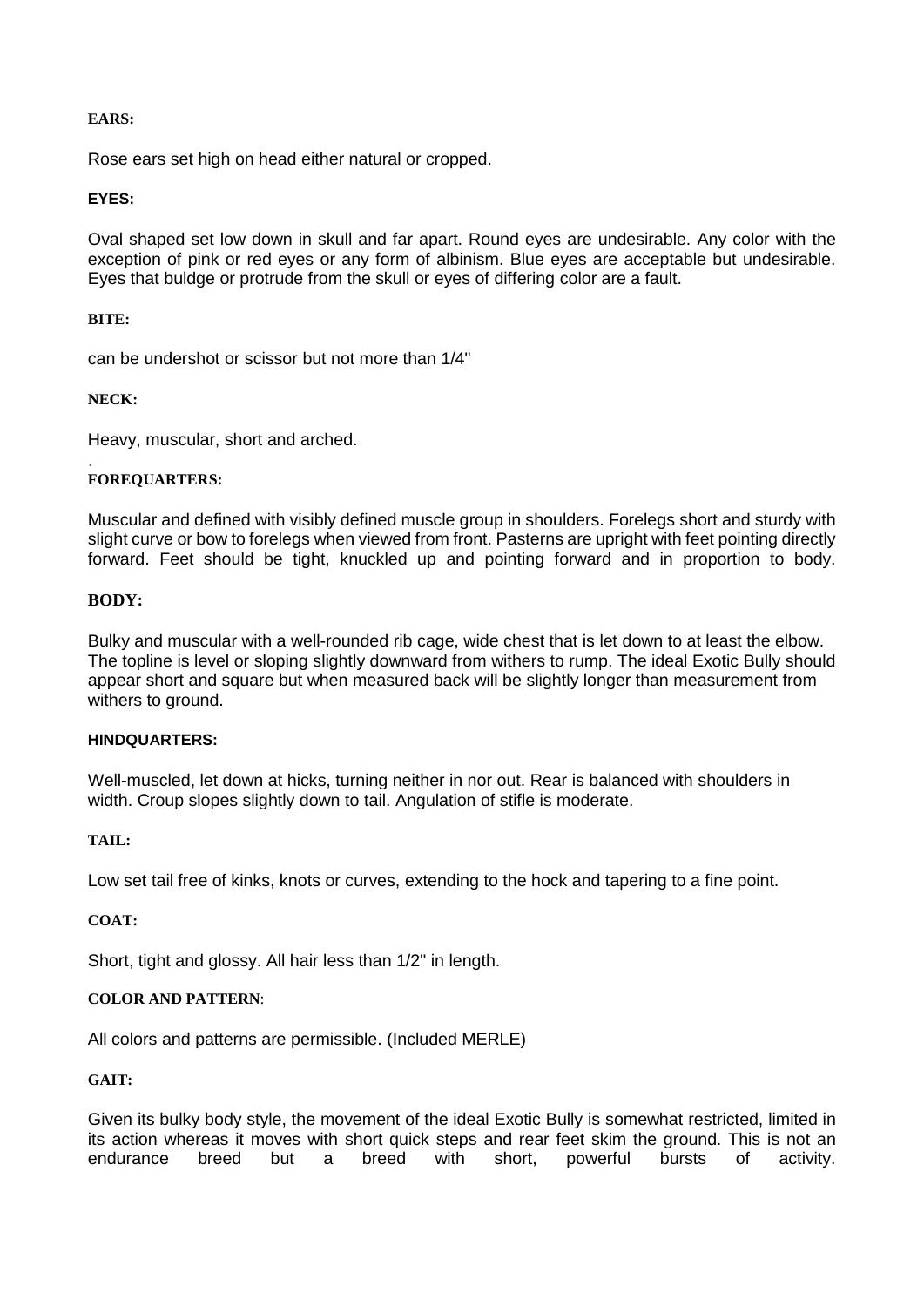**EARS:**

Rose ears set high on head either natural or cropped.

**EYES:**

Oval shaped set low down in skull and far apart. Round eyes are undesirable. Any color with the exception of pink or red eyes or any form of albinism. Blue eyes are acceptable but undesirable. Eyes that buldge or protrude from the skull or eyes of differing color are a fault.

**BITE:**

can be undershot or scissor but not more than 1/4"

**NECK:**

Heavy, muscular, short and arched.

**FOREQUARTERS:**

Muscular and defined with visibly defined muscle group in shoulders. Forelegs short and sturdy with slight curve or bow to forelegs when viewed from front. Pasterns are upright with feet pointing directly forward. Feet should be tight, knuckled up and pointing forward and in proportion to body.

**BODY:**

Bulky and muscular with a well-rounded rib cage, wide chest that is let down to at least the elbow. The topline is level or sloping slightly downward from withers to rump. The ideal Exotic Bully should appear short and square but when measured back will be slightly longer than measurement from withers to ground.

**HINDQUARTERS:**

Well-muscled, let down at hicks, turning neither in nor out. Rear is balanced with shoulders in width. Croup slopes slightly down to tail. Angulation of stifle is moderate.

**TAIL:**

Low set tail free of kinks, knots or curves, extending to the hock and tapering to a fine point.

**COAT:**

Short, tight and glossy. All hair less than 1/2" in length.

**COLOR AND PATTERN**:

All colors and patterns are permissible. (Included MERLE)

**GAIT:**

Given its bulky body style, the movement of the ideal Exotic Bully is somewhat restricted, limited in its action whereas it moves with short quick steps and rear feet skim the ground. This is not an endurance breed but a breed with short, powerful bursts of activity.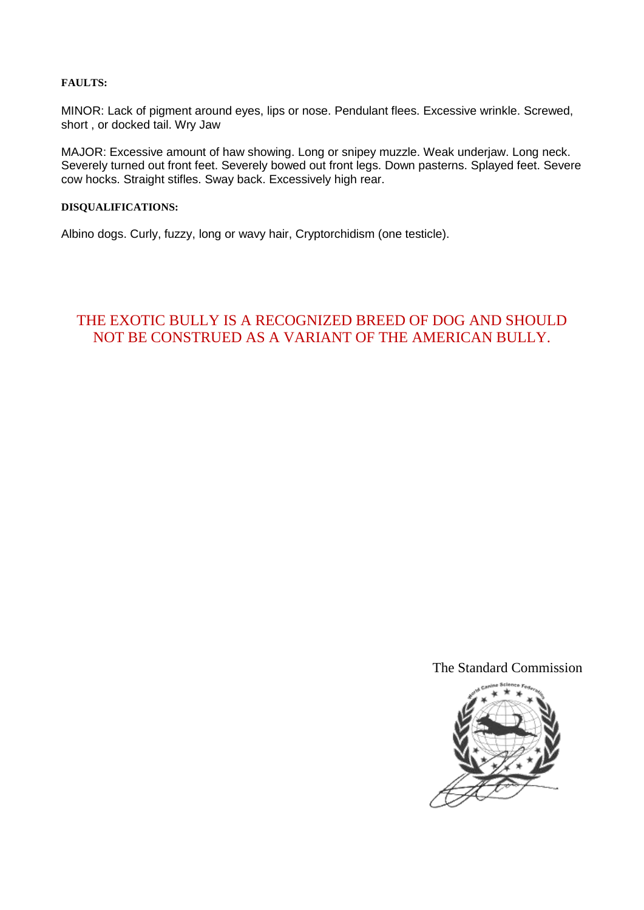**FAULTS:**

MINOR: Lack of pigment around eyes, lips or nose. Pendulant flees. Excessive wrinkle. Screwed, short , or docked tail. Wry Jaw

MAJOR: Excessive amount of haw showing. Long or snipey muzzle. Weak underjaw. Long neck. Severely turned out front feet. Severely bowed out front legs. Down pasterns. Splayed feet. Severe cow hocks. Straight stifles. Sway back. Excessively high rear.

**DISQUALIFICATIONS:**

Albino dogs. Curly, fuzzy, long or wavy hair, Cryptorchidism (one testicle).

THE EXOTIC BULLY IS A RECOGNIZED BREED OF DOG AND SHOULD NOT BE CONSTRUED AS A VARIANT OF THE AMERICAN BULLY.

The Standard Commission

World Canine Science Federation